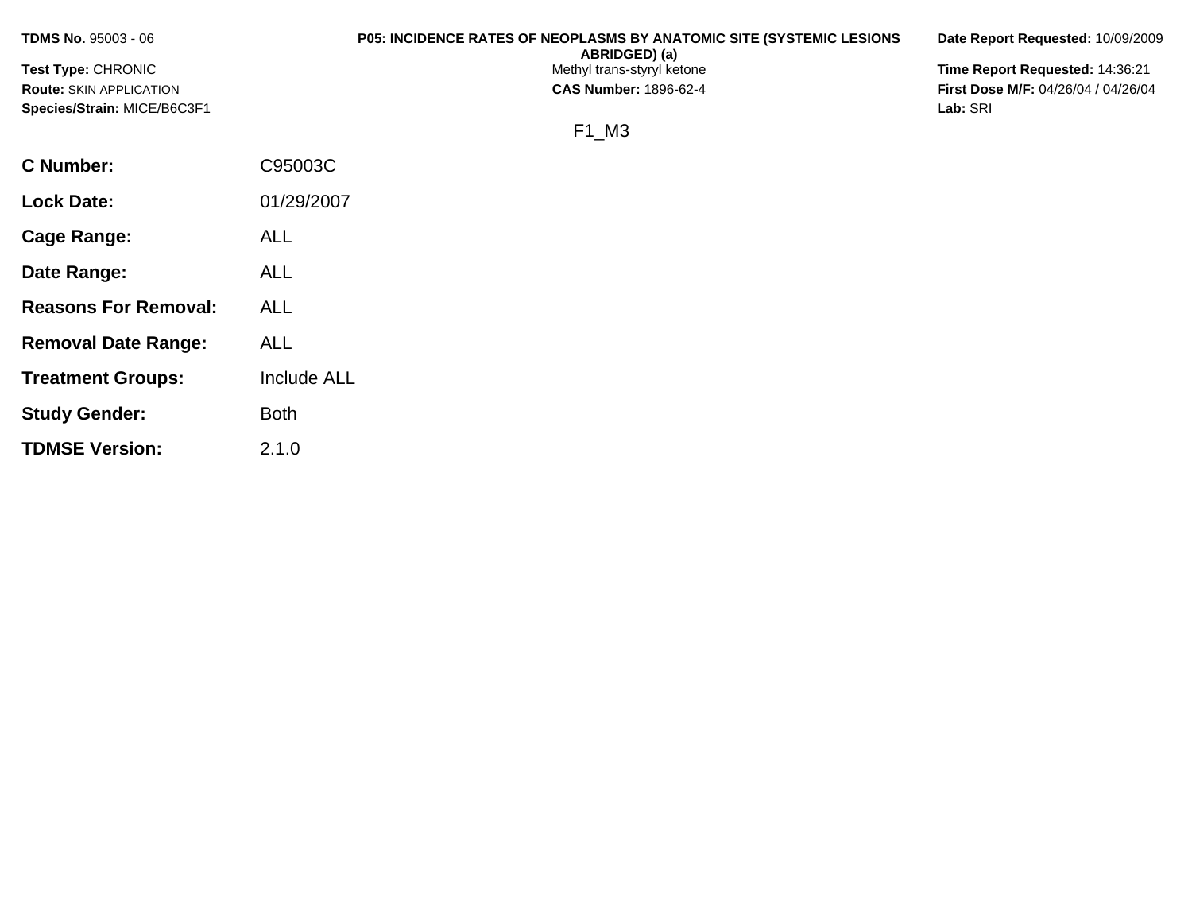**TDMS No.** 95003 - 06

**Test Type:** CHRONIC

**Route:** SKIN APPLICATION

**Species/Strain:** MICE/B6C3F1

**P05: INCIDENCE RATES OF NEOPLASMS BY ANATOMIC SITE (SYSTEMIC LESIONS ABRIDGED) (a)**

Methyl trans-styryl ketone

**CAS Number:** 1896-62-4

**Date Report Requested:** 10/09/2009

**Time Report Requested:** 14:36:21

**First Dose M/F:** 04/26/04 / 04/26/04

**Lab:** SRI

F1_M3

| | |
|---|---|
| **C Number:** | C95003C |
| **Lock Date:** | 01/29/2007 |
| **Cage Range:** | ALL |
| **Date Range:** | ALL |
| **Reasons For Removal:** | ALL |
| **Removal Date Range:** | ALL |
| **Treatment Groups:** | Include ALL |
| **Study Gender:** | Both |
| **TDMSE Version:** | 2.1.0 |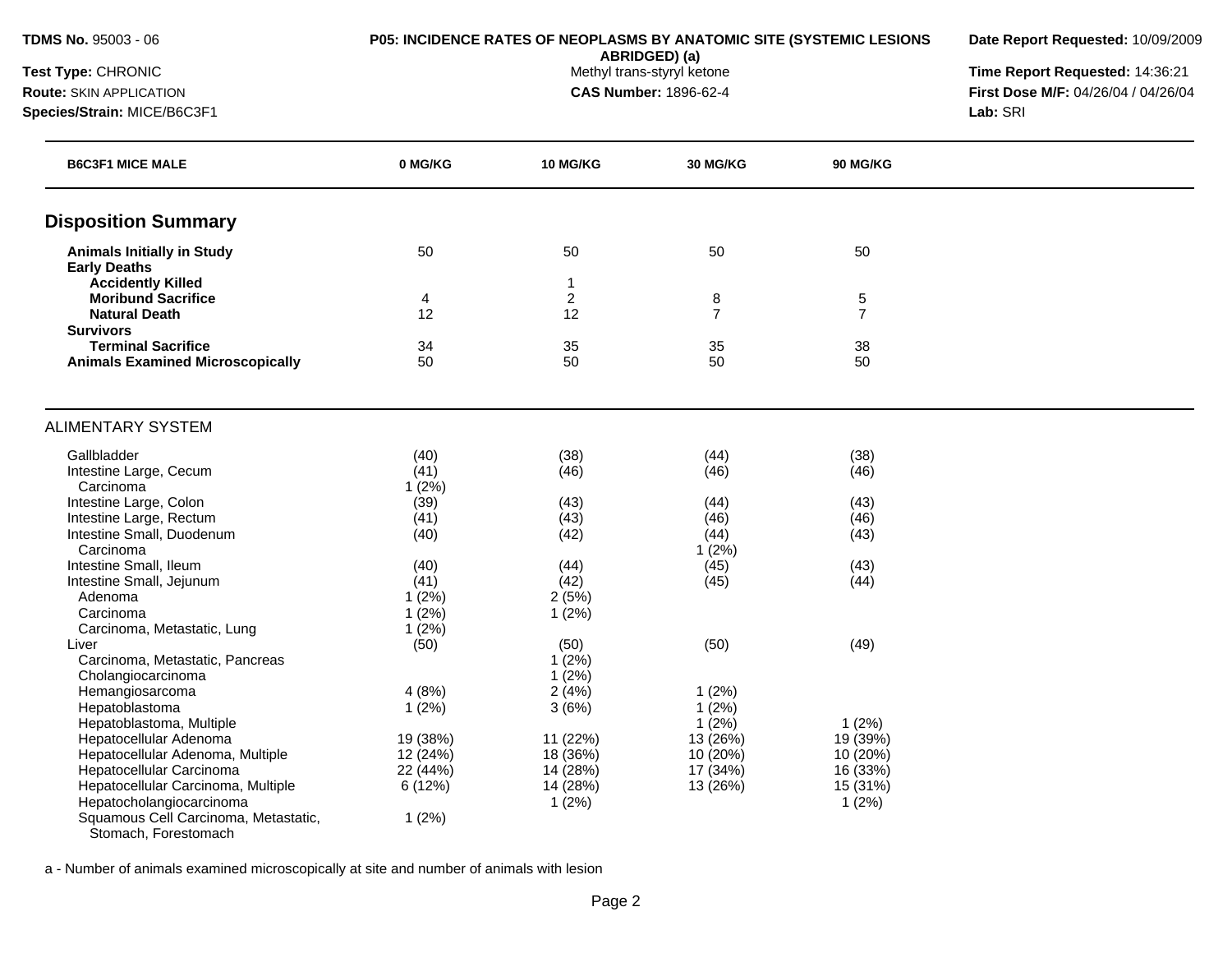**TDMS No.** 95003 - 06
**Test Type:** CHRONIC
**Route:** SKIN APPLICATION
**Species/Strain:** MICE/B6C3F1

**P05: INCIDENCE RATES OF NEOPLASMS BY ANATOMIC SITE (SYSTEMIC LESIONS ABRIDGED) (a)**
Methyl trans-styryl ketone
**CAS Number:** 1896-62-4

**Date Report Requested:** 10/09/2009
**Time Report Requested:** 14:36:21
**First Dose M/F:** 04/26/04 / 04/26/04
**Lab:** SRI

| B6C3F1 MICE MALE | 0 MG/KG | 10 MG/KG | 30 MG/KG | 90 MG/KG |
|---|---|---|---|---|
| **Disposition Summary** | | | | |
| **Animals Initially in Study** | 50 | 50 | 50 | 50 |
| **Early Deaths** | | | | |
| **Accidently Killed** | | 1 | | |
| **Moribund Sacrifice** | 4 | 2 | 8 | 5 |
| **Natural Death** | 12 | 12 | 7 | 7 |
| **Survivors** | | | | |
| **Terminal Sacrifice** | 34 | 35 | 35 | 38 |
| **Animals Examined Microscopically** | 50 | 50 | 50 | 50 |
| ALIMENTARY SYSTEM | | | | |
| Gallbladder | (40) | (38) | (44) | (38) |
| Intestine Large, Cecum | (41) | (46) | (46) | (46) |
| Carcinoma | 1 (2%) | | | |
| Intestine Large, Colon | (39) | (43) | (44) | (43) |
| Intestine Large, Rectum | (41) | (43) | (46) | (46) |
| Intestine Small, Duodenum | (40) | (42) | (44) | (43) |
| Carcinoma | | | 1 (2%) | |
| Intestine Small, Ileum | (40) | (44) | (45) | (43) |
| Intestine Small, Jejunum | (41) | (42) | (45) | (44) |
| Adenoma | 1 (2%) | 2 (5%) | | |
| Carcinoma | 1 (2%) | 1 (2%) | | |
| Carcinoma, Metastatic, Lung | 1 (2%) | | | |
| Liver | (50) | (50) | (50) | (49) |
| Carcinoma, Metastatic, Pancreas | | 1 (2%) | | |
| Cholangiocarcinoma | | 1 (2%) | | |
| Hemangiosarcoma | 4 (8%) | 2 (4%) | 1 (2%) | |
| Hepatoblastoma | 1 (2%) | 3 (6%) | 1 (2%) | |
| Hepatoblastoma, Multiple | | | 1 (2%) | 1 (2%) |
| Hepatocellular Adenoma | 19 (38%) | 11 (22%) | 13 (26%) | 19 (39%) |
| Hepatocellular Adenoma, Multiple | 12 (24%) | 18 (36%) | 10 (20%) | 10 (20%) |
| Hepatocellular Carcinoma | 22 (44%) | 14 (28%) | 17 (34%) | 16 (33%) |
| Hepatocellular Carcinoma, Multiple | 6 (12%) | 14 (28%) | 13 (26%) | 15 (31%) |
| Hepatocholangiocarcinoma | | 1 (2%) | | 1 (2%) |
| Squamous Cell Carcinoma, Metastatic, Stomach, Forestomach | 1 (2%) | | | |

a - Number of animals examined microscopically at site and number of animals with lesion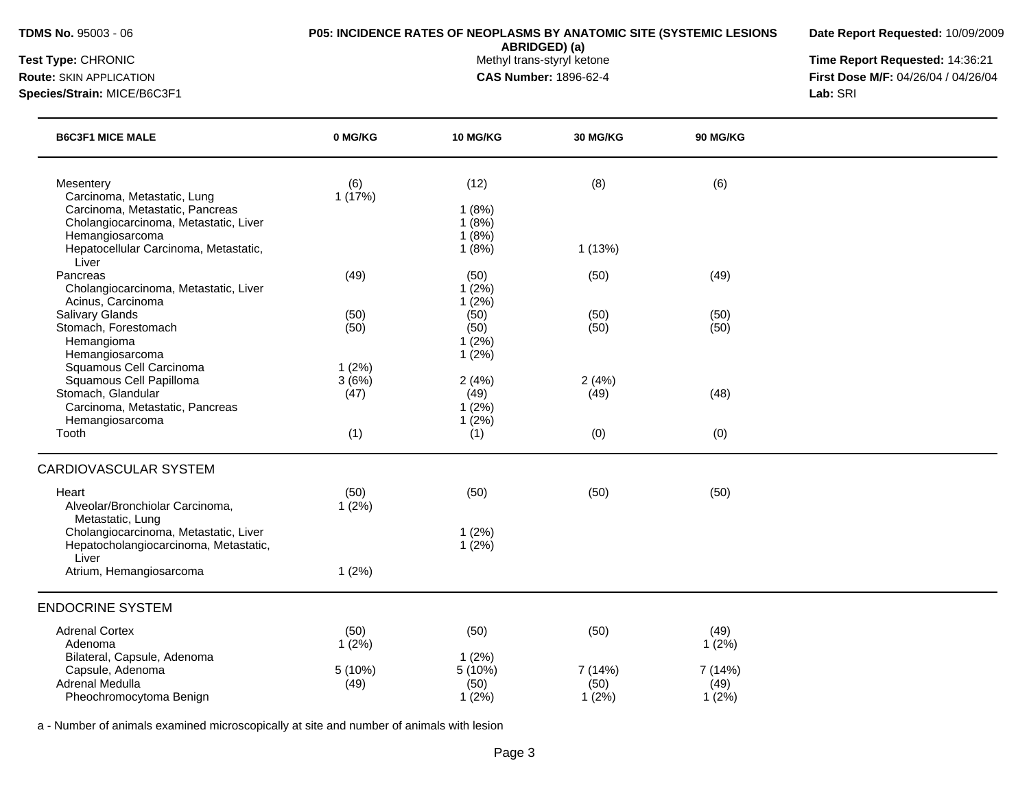**TDMS No.** 95003 - 06
**Test Type:** CHRONIC
**Route:** SKIN APPLICATION
**Species/Strain:** MICE/B6C3F1

**P05: INCIDENCE RATES OF NEOPLASMS BY ANATOMIC SITE (SYSTEMIC LESIONS ABRIDGED) (a)**
Methyl trans-styryl ketone
**CAS Number:** 1896-62-4

**Date Report Requested:** 10/09/2009
**Time Report Requested:** 14:36:21
**First Dose M/F:** 04/26/04 / 04/26/04
**Lab:** SRI

| B6C3F1 MICE MALE | 0 MG/KG | 10 MG/KG | 30 MG/KG | 90 MG/KG |
|---|---|---|---|---|
| Mesentery | (6) | (12) | (8) | (6) |
| Carcinoma, Metastatic, Lung | 1 (17%) | | | |
| Carcinoma, Metastatic, Pancreas | | 1 (8%) | | |
| Cholangiocarcinoma, Metastatic, Liver | | 1 (8%) | | |
| Hemangiosarcoma | | 1 (8%) | | |
| Hepatocellular Carcinoma, Metastatic, Liver | | 1 (8%) | 1 (13%) | |
| Pancreas | (49) | (50) | (50) | (49) |
| Cholangiocarcinoma, Metastatic, Liver | | 1 (2%) | | |
| Acinus, Carcinoma | | 1 (2%) | | |
| Salivary Glands | (50) | (50) | (50) | (50) |
| Stomach, Forestomach | (50) | (50) | (50) | (50) |
| Hemangioma | | 1 (2%) | | |
| Hemangiosarcoma | | 1 (2%) | | |
| Squamous Cell Carcinoma | 1 (2%) | | | |
| Squamous Cell Papilloma | 3 (6%) | 2 (4%) | 2 (4%) | |
| Stomach, Glandular | (47) | (49) | (49) | (48) |
| Carcinoma, Metastatic, Pancreas | | 1 (2%) | | |
| Hemangiosarcoma | | 1 (2%) | | |
| Tooth | (1) | (1) | (0) | (0) |
| **CARDIOVASCULAR SYSTEM** | | | | |
| Heart | (50) | (50) | (50) | (50) |
| Alveolar/Bronchiolar Carcinoma, Metastatic, Lung | 1 (2%) | | | |
| Cholangiocarcinoma, Metastatic, Liver | | 1 (2%) | | |
| Hepatocholangiocarcinoma, Metastatic, Liver | | 1 (2%) | | |
| Atrium, Hemangiosarcoma | 1 (2%) | | | |
| **ENDOCRINE SYSTEM** | | | | |
| Adrenal Cortex | (50) | (50) | (50) | (49) |
| Adenoma | 1 (2%) | | | 1 (2%) |
| Bilateral, Capsule, Adenoma | | 1 (2%) | | |
| Capsule, Adenoma | 5 (10%) | 5 (10%) | 7 (14%) | 7 (14%) |
| Adrenal Medulla | (49) | (50) | (50) | (49) |
| Pheochromocytoma Benign | | 1 (2%) | 1 (2%) | 1 (2%) |

a - Number of animals examined microscopically at site and number of animals with lesion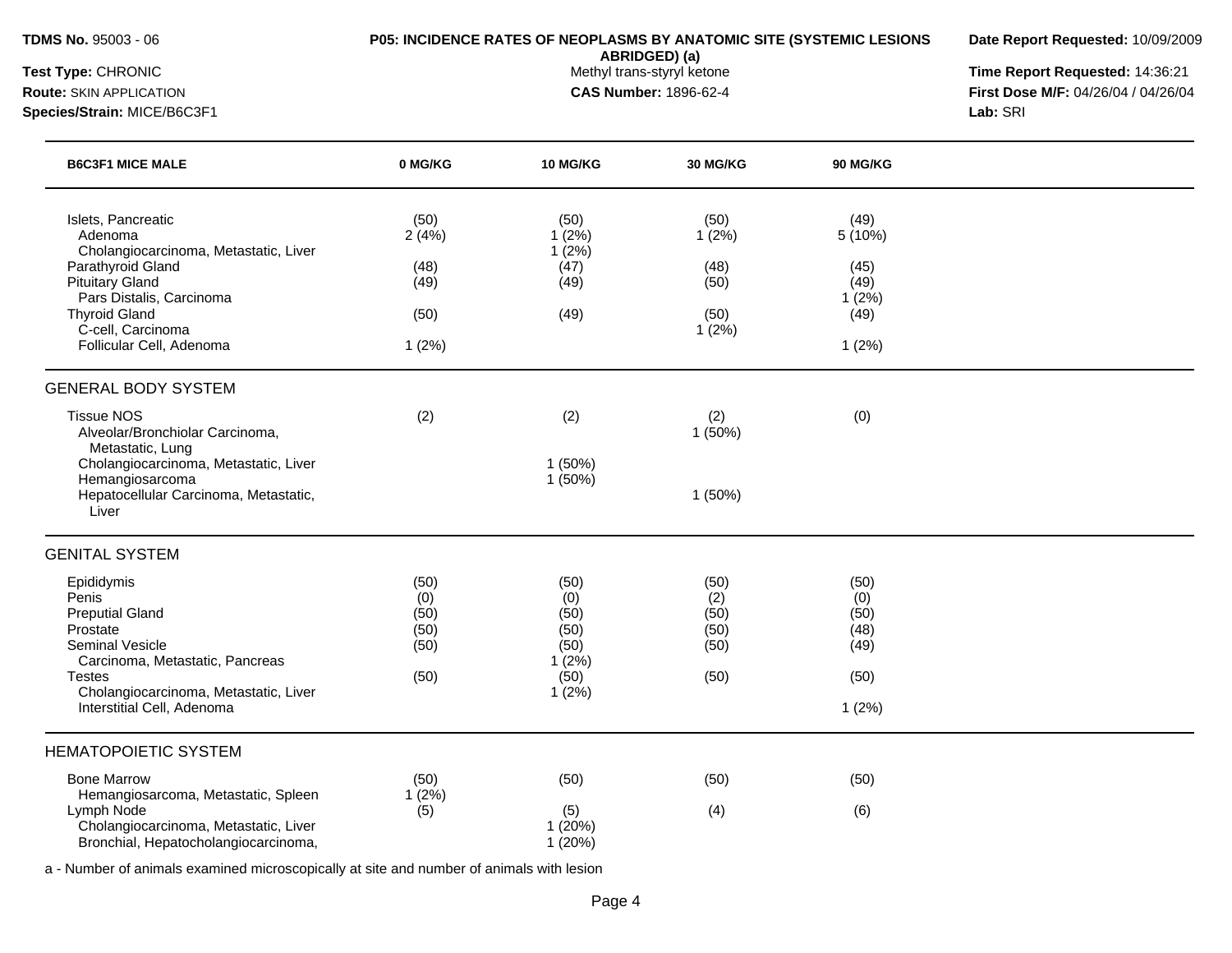**TDMS No.** 95003 - 06
**Test Type:** CHRONIC
**Route:** SKIN APPLICATION
**Species/Strain:** MICE/B6C3F1

**P05: INCIDENCE RATES OF NEOPLASMS BY ANATOMIC SITE (SYSTEMIC LESIONS ABRIDGED) (a)**
Methyl trans-styryl ketone
**CAS Number:** 1896-62-4

**Date Report Requested:** 10/09/2009
**Time Report Requested:** 14:36:21
**First Dose M/F:** 04/26/04 / 04/26/04
**Lab:** SRI

| B6C3F1 MICE MALE | 0 MG/KG | 10 MG/KG | 30 MG/KG | 90 MG/KG |
|---|---|---|---|---|
| Islets, Pancreatic | (50) | (50) | (50) | (49) |
| Adenoma | 2 (4%) | 1 (2%) | 1 (2%) | 5 (10%) |
| Cholangiocarcinoma, Metastatic, Liver | | 1 (2%) | | |
| Parathyroid Gland | (48) | (47) | (48) | (45) |
| Pituitary Gland | (49) | (49) | (50) | (49) |
| Pars Distalis, Carcinoma | | | | 1 (2%) |
| Thyroid Gland | (50) | (49) | (50) | (49) |
| C-cell, Carcinoma | | | 1 (2%) | |
| Follicular Cell, Adenoma | 1 (2%) | | | 1 (2%) |
| **GENERAL BODY SYSTEM** | | | | |
| Tissue NOS | (2) | (2) | (2) | (0) |
| Alveolar/Bronchiolar Carcinoma, Metastatic, Lung | | | 1 (50%) | |
| Cholangiocarcinoma, Metastatic, Liver | | 1 (50%) | | |
| Hemangiosarcoma | | 1 (50%) | | |
| Hepatocellular Carcinoma, Metastatic, Liver | | | 1 (50%) | |
| **GENITAL SYSTEM** | | | | |
| Epididymis | (50) | (50) | (50) | (50) |
| Penis | (0) | (0) | (2) | (0) |
| Preputial Gland | (50) | (50) | (50) | (50) |
| Prostate | (50) | (50) | (50) | (48) |
| Seminal Vesicle | (50) | (50) | (50) | (49) |
| Carcinoma, Metastatic, Pancreas | | 1 (2%) | | |
| Testes | (50) | (50) | (50) | (50) |
| Cholangiocarcinoma, Metastatic, Liver | | 1 (2%) | | |
| Interstitial Cell, Adenoma | | | | 1 (2%) |
| **HEMATOPOIETIC SYSTEM** | | | | |
| Bone Marrow | (50) | (50) | (50) | (50) |
| Hemangiosarcoma, Metastatic, Spleen | 1 (2%) | | | |
| Lymph Node | (5) | (5) | (4) | (6) |
| Cholangiocarcinoma, Metastatic, Liver | | 1 (20%) | | |
| Bronchial, Hepatocholangiocarcinoma, | | 1 (20%) | | |

a - Number of animals examined microscopically at site and number of animals with lesion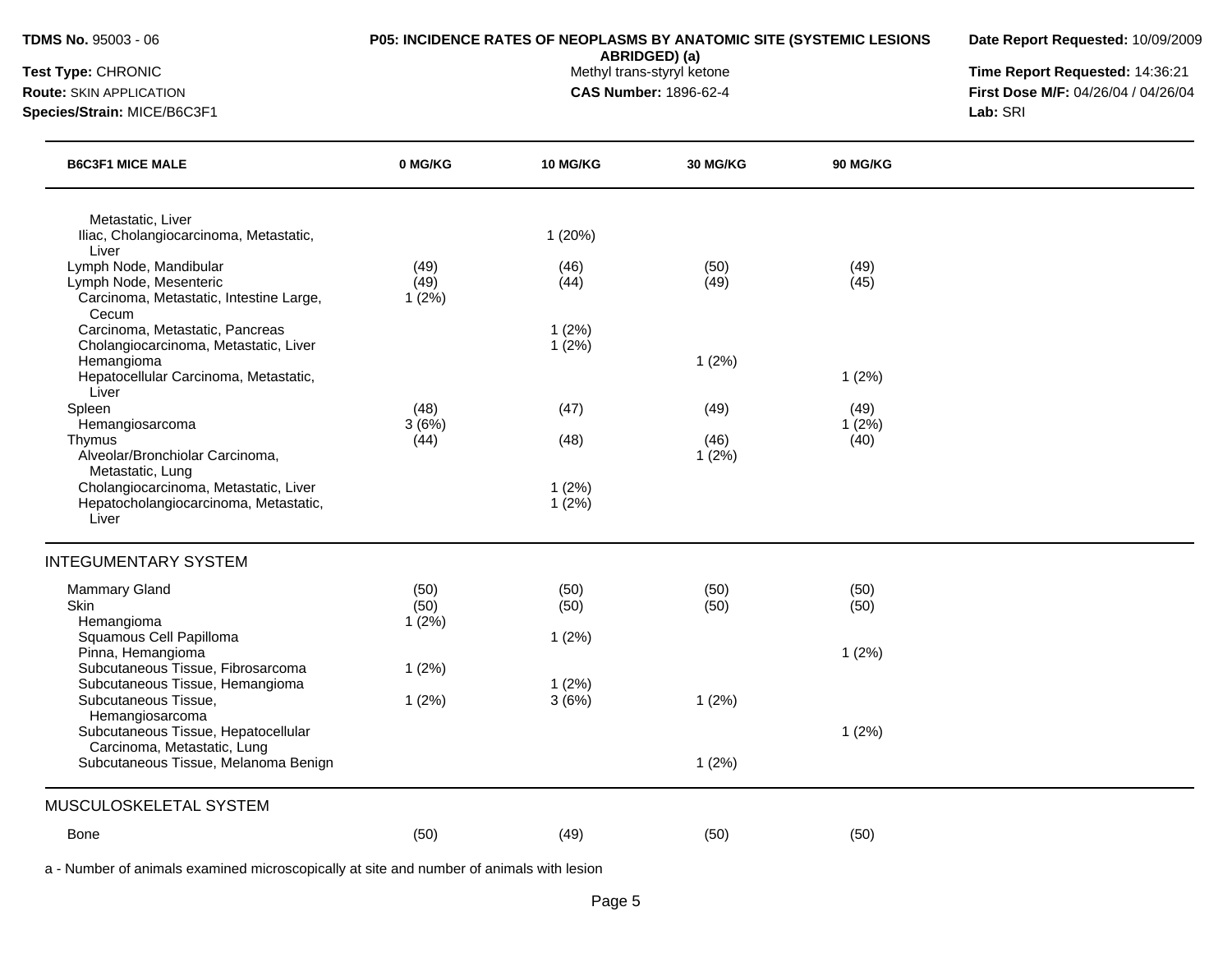**TDMS No.** 95003 - 06
**Test Type:** CHRONIC
**Route:** SKIN APPLICATION
**Species/Strain:** MICE/B6C3F1

**P05: INCIDENCE RATES OF NEOPLASMS BY ANATOMIC SITE (SYSTEMIC LESIONS ABRIDGED) (a)**
Methyl trans-styryl ketone
**CAS Number:** 1896-62-4

**Date Report Requested:** 10/09/2009
**Time Report Requested:** 14:36:21
**First Dose M/F:** 04/26/04 / 04/26/04
**Lab:** SRI

| B6C3F1 MICE MALE | 0 MG/KG | 10 MG/KG | 30 MG/KG | 90 MG/KG |
|---|---|---|---|---|
| Metastatic, Liver | | | | |
| Iliac, Cholangiocarcinoma, Metastatic, Liver | | 1 (20%) | | |
| Lymph Node, Mandibular | (49) | (46) | (50) | (49) |
| Lymph Node, Mesenteric | (49) | (44) | (49) | (45) |
| Carcinoma, Metastatic, Intestine Large, Cecum | 1 (2%) | | | |
| Carcinoma, Metastatic, Pancreas | | 1 (2%) | | |
| Cholangiocarcinoma, Metastatic, Liver | | 1 (2%) | | |
| Hemangioma | | | 1 (2%) | |
| Hepatocellular Carcinoma, Metastatic, Liver | | | | 1 (2%) |
| Spleen | (48) | (47) | (49) | (49) |
| Hemangiosarcoma | 3 (6%) | | | 1 (2%) |
| Thymus | (44) | (48) | (46) | (40) |
| Alveolar/Bronchiolar Carcinoma, Metastatic, Lung | | | 1 (2%) | |
| Cholangiocarcinoma, Metastatic, Liver | | 1 (2%) | | |
| Hepatocholangiocarcinoma, Metastatic, Liver | | 1 (2%) | | |
| **INTEGUMENTARY SYSTEM** | | | | |
| Mammary Gland | (50) | (50) | (50) | (50) |
| Skin | (50) | (50) | (50) | (50) |
| Hemangioma | 1 (2%) | | | |
| Squamous Cell Papilloma | | 1 (2%) | | |
| Pinna, Hemangioma | | | | 1 (2%) |
| Subcutaneous Tissue, Fibrosarcoma | 1 (2%) | | | |
| Subcutaneous Tissue, Hemangioma | | 1 (2%) | | |
| Subcutaneous Tissue, Hemangiosarcoma | 1 (2%) | 3 (6%) | 1 (2%) | |
| Subcutaneous Tissue, Hepatocellular Carcinoma, Metastatic, Lung | | | | 1 (2%) |
| Subcutaneous Tissue, Melanoma Benign | | | 1 (2%) | |
| **MUSCULOSKELETAL SYSTEM** | | | | |
| Bone | (50) | (49) | (50) | (50) |

a - Number of animals examined microscopically at site and number of animals with lesion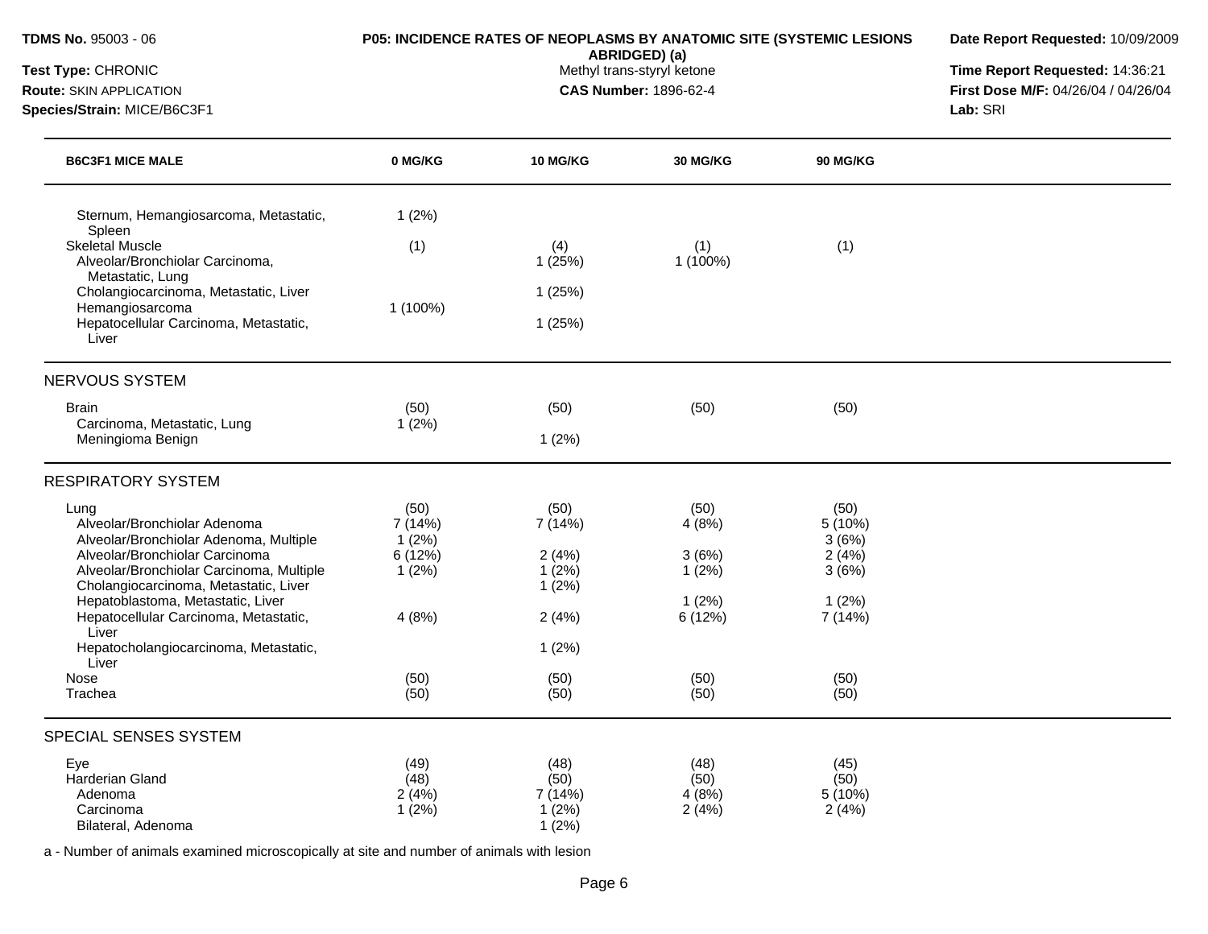**TDMS No.** 95003 - 06

**Test Type:** CHRONIC

**Route:** SKIN APPLICATION

**Species/Strain:** MICE/B6C3F1

**P05: INCIDENCE RATES OF NEOPLASMS BY ANATOMIC SITE (SYSTEMIC LESIONS ABRIDGED) (a)**

Methyl trans-styryl ketone

**CAS Number:** 1896-62-4

**Date Report Requested:** 10/09/2009

**Time Report Requested:** 14:36:21

**First Dose M/F:** 04/26/04 / 04/26/04

**Lab:** SRI

| B6C3F1 MICE MALE | 0 MG/KG | 10 MG/KG | 30 MG/KG | 90 MG/KG |
|---|---|---|---|---|
| Sternum, Hemangiosarcoma, Metastatic, Spleen | 1 (2%) | | | |
| Skeletal Muscle | (1) | (4) | (1) | (1) |
| Alveolar/Bronchiolar Carcinoma, Metastatic, Lung | | 1 (25%) | 1 (100%) | |
| Cholangiocarcinoma, Metastatic, Liver | | 1 (25%) | | |
| Hemangiosarcoma | 1 (100%) | | | |
| Hepatocellular Carcinoma, Metastatic, Liver | | 1 (25%) | | |
| **NERVOUS SYSTEM** | | | | |
| Brain | (50) | (50) | (50) | (50) |
| Carcinoma, Metastatic, Lung | 1 (2%) | | | |
| Meningioma Benign | | 1 (2%) | | |
| **RESPIRATORY SYSTEM** | | | | |
| Lung | (50) | (50) | (50) | (50) |
| Alveolar/Bronchiolar Adenoma | 7 (14%) | 7 (14%) | 4 (8%) | 5 (10%) |
| Alveolar/Bronchiolar Adenoma, Multiple | 1 (2%) | | | 3 (6%) |
| Alveolar/Bronchiolar Carcinoma | 6 (12%) | 2 (4%) | 3 (6%) | 2 (4%) |
| Alveolar/Bronchiolar Carcinoma, Multiple | 1 (2%) | 1 (2%) | 1 (2%) | 3 (6%) |
| Cholangiocarcinoma, Metastatic, Liver | | 1 (2%) | | |
| Hepatoblastoma, Metastatic, Liver | | | 1 (2%) | 1 (2%) |
| Hepatocellular Carcinoma, Metastatic, Liver | 4 (8%) | 2 (4%) | 6 (12%) | 7 (14%) |
| Hepatocholangiocarcinoma, Metastatic, Liver | | 1 (2%) | | |
| Nose | (50) | (50) | (50) | (50) |
| Trachea | (50) | (50) | (50) | (50) |
| **SPECIAL SENSES SYSTEM** | | | | |
| Eye | (49) | (48) | (48) | (45) |
| Harderian Gland | (48) | (50) | (50) | (50) |
| Adenoma | 2 (4%) | 7 (14%) | 4 (8%) | 5 (10%) |
| Carcinoma | 1 (2%) | 1 (2%) | 2 (4%) | 2 (4%) |
| Bilateral, Adenoma | | 1 (2%) | | |

a - Number of animals examined microscopically at site and number of animals with lesion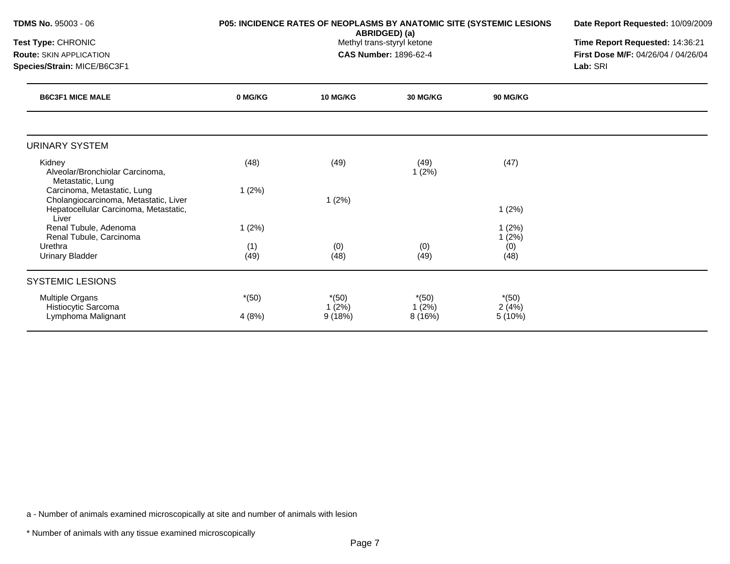**TDMS No.** 95003 - 06
**Test Type:** CHRONIC
**Route:** SKIN APPLICATION
**Species/Strain:** MICE/B6C3F1

**P05: INCIDENCE RATES OF NEOPLASMS BY ANATOMIC SITE (SYSTEMIC LESIONS ABRIDGED) (a)**
Methyl trans-styryl ketone
**CAS Number:** 1896-62-4

**Date Report Requested:** 10/09/2009
**Time Report Requested:** 14:36:21
**First Dose M/F:** 04/26/04 / 04/26/04
**Lab:** SRI

| B6C3F1 MICE MALE | 0 MG/KG | 10 MG/KG | 30 MG/KG | 90 MG/KG |
|---|---|---|---|---|
| **URINARY SYSTEM** | | | | |
| Kidney | (48) | (49) | (49) | (47) |
| Alveolar/Bronchiolar Carcinoma, Metastatic, Lung | | | 1 (2%) | |
| Carcinoma, Metastatic, Lung | 1 (2%) | | | |
| Cholangiocarcinoma, Metastatic, Liver | | 1 (2%) | | |
| Hepatocellular Carcinoma, Metastatic, Liver | | | | 1 (2%) |
| Renal Tubule, Adenoma | 1 (2%) | | | 1 (2%) |
| Renal Tubule, Carcinoma | | | | 1 (2%) |
| Urethra | (1) | (0) | (0) | (0) |
| Urinary Bladder | (49) | (48) | (49) | (48) |
| **SYSTEMIC LESIONS** | | | | |
| Multiple Organs | *(50) | *(50) | *(50) | *(50) |
| Histiocytic Sarcoma | | 1 (2%) | 1 (2%) | 2 (4%) |
| Lymphoma Malignant | 4 (8%) | 9 (18%) | 8 (16%) | 5 (10%) |

a - Number of animals examined microscopically at site and number of animals with lesion

* Number of animals with any tissue examined microscopically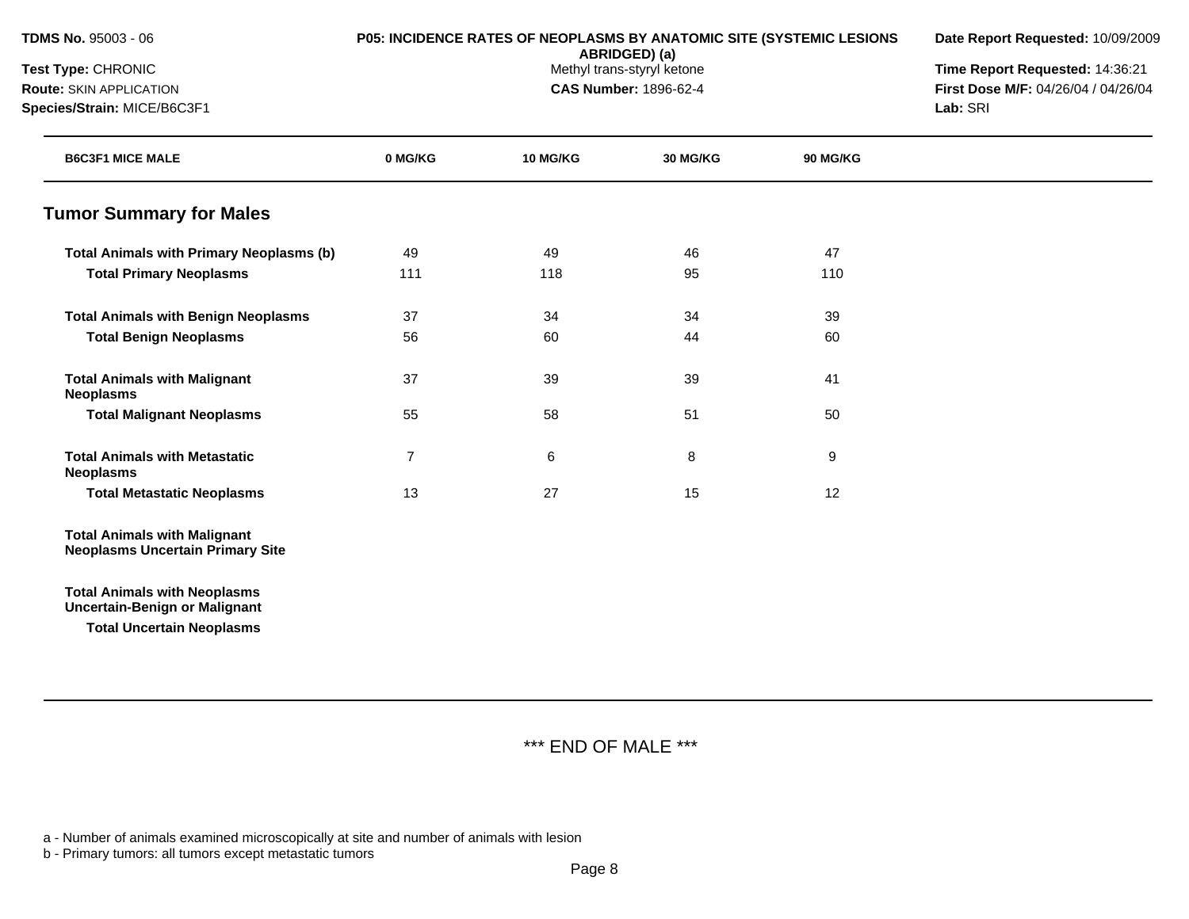| B6C3F1 MICE MALE | 0 MG/KG | 10 MG/KG | 30 MG/KG | 90 MG/KG |
|---|---|---|---|---|

## Tumor Summary for Males

| | 0 MG/KG | 10 MG/KG | 30 MG/KG | 90 MG/KG |
|---|---|---|---|---|
| **Total Animals with Primary Neoplasms (b)** | 49 | 49 | 46 | 47 |
| **Total Primary Neoplasms** | 111 | 118 | 95 | 110 |
| **Total Animals with Benign Neoplasms** | 37 | 34 | 34 | 39 |
| **Total Benign Neoplasms** | 56 | 60 | 44 | 60 |
| **Total Animals with Malignant Neoplasms** | 37 | 39 | 39 | 41 |
| **Total Malignant Neoplasms** | 55 | 58 | 51 | 50 |
| **Total Animals with Metastatic Neoplasms** | 7 | 6 | 8 | 9 |
| **Total Metastatic Neoplasms** | 13 | 27 | 15 | 12 |
| **Total Animals with Malignant Neoplasms Uncertain Primary Site** | | | | |
| **Total Animals with Neoplasms Uncertain-Benign or Malignant** | | | | |
| **Total Uncertain Neoplasms** | | | | |

*** END OF MALE ***

a - Number of animals examined microscopically at site and number of animals with lesion
b - Primary tumors: all tumors except metastatic tumors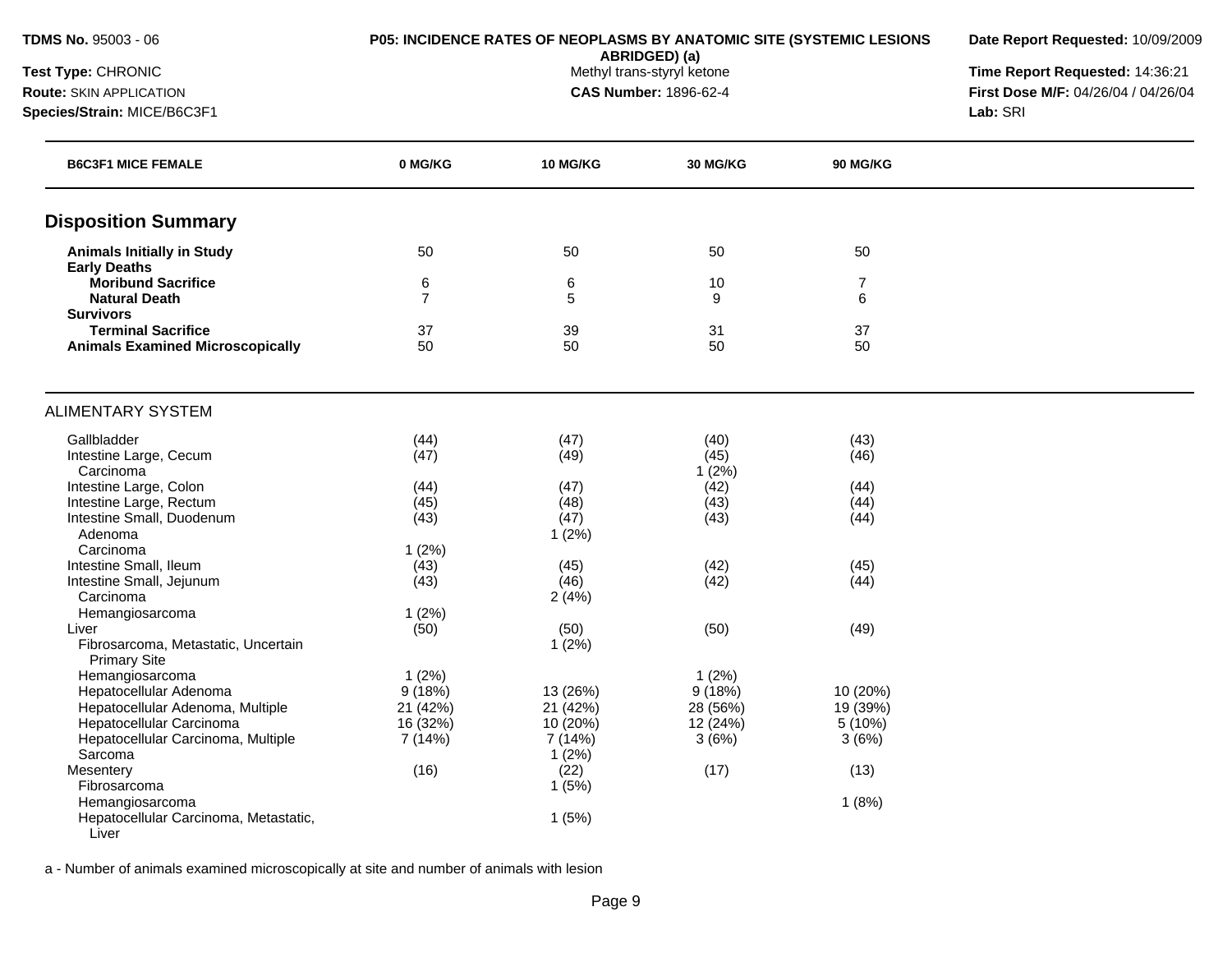**TDMS No.** 95003 - 06
**Test Type:** CHRONIC
**Route:** SKIN APPLICATION
**Species/Strain:** MICE/B6C3F1

**P05: INCIDENCE RATES OF NEOPLASMS BY ANATOMIC SITE (SYSTEMIC LESIONS ABRIDGED) (a)**
Methyl trans-styryl ketone
**CAS Number:** 1896-62-4

**Date Report Requested:** 10/09/2009
**Time Report Requested:** 14:36:21
**First Dose M/F:** 04/26/04 / 04/26/04
**Lab:** SRI

| B6C3F1 MICE FEMALE | 0 MG/KG | 10 MG/KG | 30 MG/KG | 90 MG/KG |
|---|---|---|---|---|
| **Disposition Summary** | | | | |
| **Animals Initially in Study** | 50 | 50 | 50 | 50 |
| **Early Deaths** | | | | |
| **Moribund Sacrifice** | 6 | 6 | 10 | 7 |
| **Natural Death** | 7 | 5 | 9 | 6 |
| **Survivors** | | | | |
| **Terminal Sacrifice** | 37 | 39 | 31 | 37 |
| **Animals Examined Microscopically** | 50 | 50 | 50 | 50 |
| ALIMENTARY SYSTEM | | | | |
| Gallbladder | (44) | (47) | (40) | (43) |
| Intestine Large, Cecum | (47) | (49) | (45) | (46) |
| Carcinoma | | | 1 (2%) | |
| Intestine Large, Colon | (44) | (47) | (42) | (44) |
| Intestine Large, Rectum | (45) | (48) | (43) | (44) |
| Intestine Small, Duodenum | (43) | (47) | (43) | (44) |
| Adenoma | | 1 (2%) | | |
| Carcinoma | 1 (2%) | | | |
| Intestine Small, Ileum | (43) | (45) | (42) | (45) |
| Intestine Small, Jejunum | (43) | (46) | (42) | (44) |
| Carcinoma | | 2 (4%) | | |
| Hemangiosarcoma | 1 (2%) | | | |
| Liver | (50) | (50) | (50) | (49) |
| Fibrosarcoma, Metastatic, Uncertain Primary Site | | 1 (2%) | | |
| Hemangiosarcoma | 1 (2%) | | 1 (2%) | |
| Hepatocellular Adenoma | 9 (18%) | 13 (26%) | 9 (18%) | 10 (20%) |
| Hepatocellular Adenoma, Multiple | 21 (42%) | 21 (42%) | 28 (56%) | 19 (39%) |
| Hepatocellular Carcinoma | 16 (32%) | 10 (20%) | 12 (24%) | 5 (10%) |
| Hepatocellular Carcinoma, Multiple | 7 (14%) | 7 (14%) | 3 (6%) | 3 (6%) |
| Sarcoma | | 1 (2%) | | |
| Mesentery | (16) | (22) | (17) | (13) |
| Fibrosarcoma | | 1 (5%) | | |
| Hemangiosarcoma | | | | 1 (8%) |
| Hepatocellular Carcinoma, Metastatic, Liver | | 1 (5%) | | |

a - Number of animals examined microscopically at site and number of animals with lesion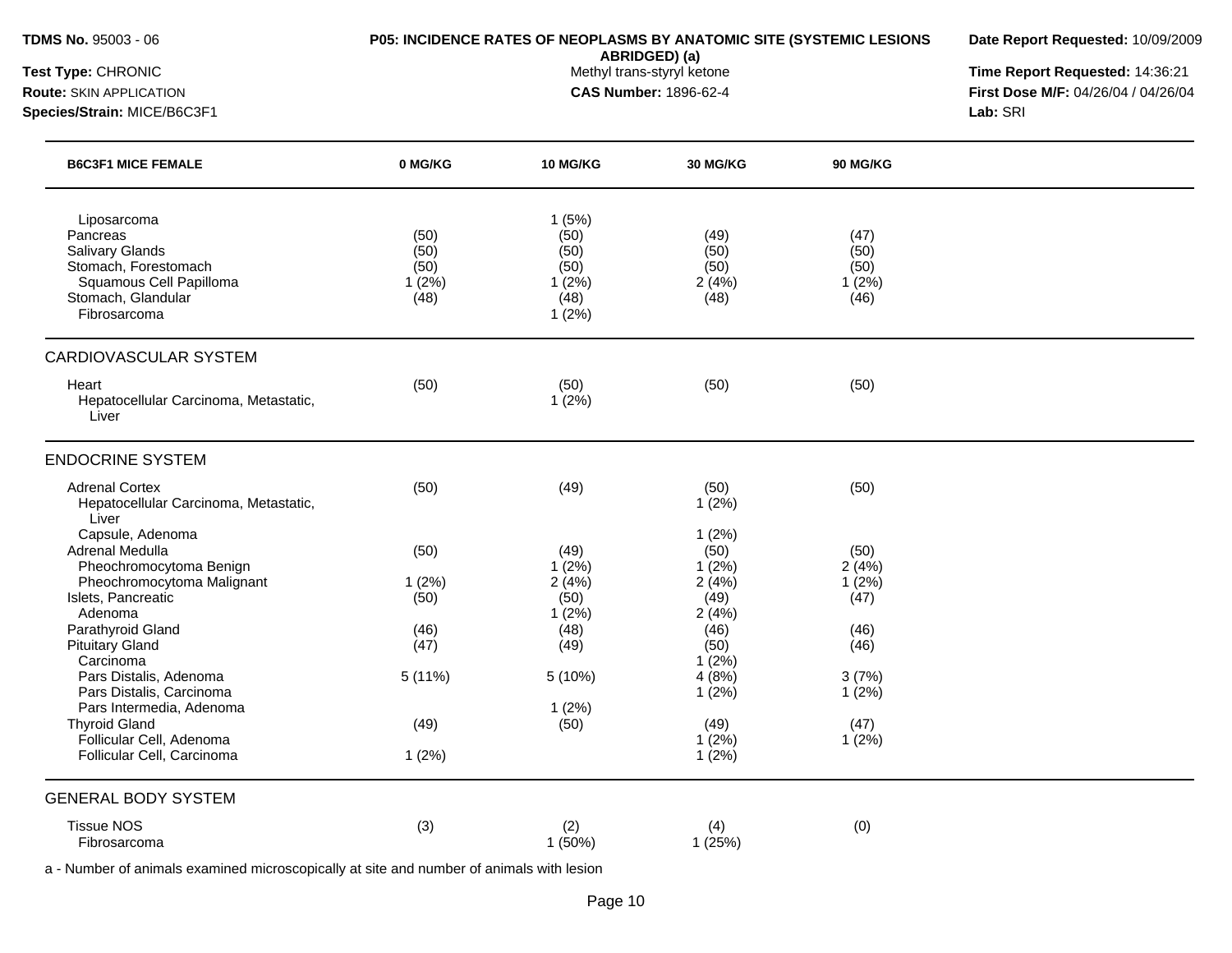**TDMS No.** 95003 - 06
**Test Type:** CHRONIC
**Route:** SKIN APPLICATION
**Species/Strain:** MICE/B6C3F1

**P05: INCIDENCE RATES OF NEOPLASMS BY ANATOMIC SITE (SYSTEMIC LESIONS ABRIDGED) (a)**
Methyl trans-styryl ketone
**CAS Number:** 1896-62-4

**Date Report Requested:** 10/09/2009
**Time Report Requested:** 14:36:21
**First Dose M/F:** 04/26/04 / 04/26/04
**Lab:** SRI

| B6C3F1 MICE FEMALE | 0 MG/KG | 10 MG/KG | 30 MG/KG | 90 MG/KG |
|---|---|---|---|---|
| Liposarcoma | | 1 (5%) | | |
| Pancreas | (50) | (50) | (49) | (47) |
| Salivary Glands | (50) | (50) | (50) | (50) |
| Stomach, Forestomach | (50) | (50) | (50) | (50) |
| Squamous Cell Papilloma | 1 (2%) | 1 (2%) | 2 (4%) | 1 (2%) |
| Stomach, Glandular | (48) | (48) | (48) | (46) |
| Fibrosarcoma | | 1 (2%) | | |
| **CARDIOVASCULAR SYSTEM** | | | | |
| Heart | (50) | (50) | (50) | (50) |
| Hepatocellular Carcinoma, Metastatic, Liver | | 1 (2%) | | |
| **ENDOCRINE SYSTEM** | | | | |
| Adrenal Cortex | (50) | (49) | (50) | (50) |
| Hepatocellular Carcinoma, Metastatic, Liver | | | 1 (2%) | |
| Capsule, Adenoma | | | 1 (2%) | |
| Adrenal Medulla | (50) | (49) | (50) | (50) |
| Pheochromocytoma Benign | | 1 (2%) | 1 (2%) | 2 (4%) |
| Pheochromocytoma Malignant | 1 (2%) | 2 (4%) | 2 (4%) | 1 (2%) |
| Islets, Pancreatic | (50) | (50) | (49) | (47) |
| Adenoma | | 1 (2%) | 2 (4%) | |
| Parathyroid Gland | (46) | (48) | (46) | (46) |
| Pituitary Gland | (47) | (49) | (50) | (46) |
| Carcinoma | | | 1 (2%) | |
| Pars Distalis, Adenoma | 5 (11%) | 5 (10%) | 4 (8%) | 3 (7%) |
| Pars Distalis, Carcinoma | | | 1 (2%) | 1 (2%) |
| Pars Intermedia, Adenoma | | 1 (2%) | | |
| Thyroid Gland | (49) | (50) | (49) | (47) |
| Follicular Cell, Adenoma | | | 1 (2%) | 1 (2%) |
| Follicular Cell, Carcinoma | 1 (2%) | | 1 (2%) | |
| **GENERAL BODY SYSTEM** | | | | |
| Tissue NOS | (3) | (2) | (4) | (0) |
| Fibrosarcoma | | 1 (50%) | 1 (25%) | |

a - Number of animals examined microscopically at site and number of animals with lesion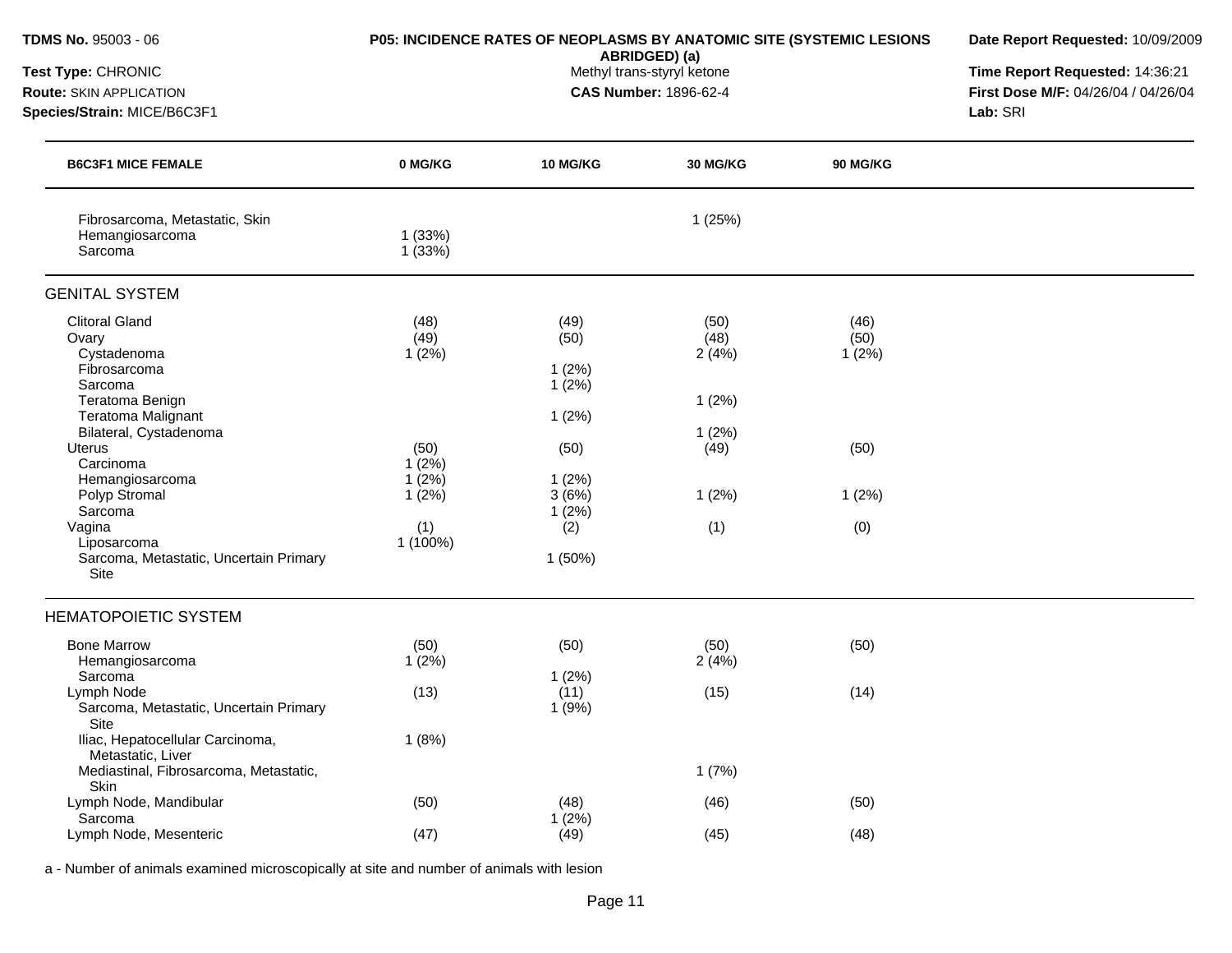**TDMS No.** 95003 - 06
**Test Type:** CHRONIC
**Route:** SKIN APPLICATION
**Species/Strain:** MICE/B6C3F1

**P05: INCIDENCE RATES OF NEOPLASMS BY ANATOMIC SITE (SYSTEMIC LESIONS ABRIDGED) (a)**
Methyl trans-styryl ketone
**CAS Number:** 1896-62-4

**Date Report Requested:** 10/09/2009
**Time Report Requested:** 14:36:21
**First Dose M/F:** 04/26/04 / 04/26/04
**Lab:** SRI

| B6C3F1 MICE FEMALE | 0 MG/KG | 10 MG/KG | 30 MG/KG | 90 MG/KG |
|---|---|---|---|---|
| Fibrosarcoma, Metastatic, Skin | | | 1 (25%) | |
| Hemangiosarcoma | 1 (33%) | | | |
| Sarcoma | 1 (33%) | | | |
| **GENITAL SYSTEM** | | | | |
| Clitoral Gland | (48) | (49) | (50) | (46) |
| Ovary | (49) | (50) | (48) | (50) |
| Cystadenoma | 1 (2%) | | 2 (4%) | 1 (2%) |
| Fibrosarcoma | | 1 (2%) | | |
| Sarcoma | | 1 (2%) | | |
| Teratoma Benign | | | 1 (2%) | |
| Teratoma Malignant | | 1 (2%) | | |
| Bilateral, Cystadenoma | | | 1 (2%) | |
| Uterus | (50) | (50) | (49) | (50) |
| Carcinoma | 1 (2%) | | | |
| Hemangiosarcoma | 1 (2%) | 1 (2%) | | |
| Polyp Stromal | 1 (2%) | 3 (6%) | 1 (2%) | 1 (2%) |
| Sarcoma | | 1 (2%) | | |
| Vagina | (1) | (2) | (1) | (0) |
| Liposarcoma | 1 (100%) | | | |
| Sarcoma, Metastatic, Uncertain Primary Site | | 1 (50%) | | |
| **HEMATOPOIETIC SYSTEM** | | | | |
| Bone Marrow | (50) | (50) | (50) | (50) |
| Hemangiosarcoma | 1 (2%) | | 2 (4%) | |
| Sarcoma | | 1 (2%) | | |
| Lymph Node | (13) | (11) | (15) | (14) |
| Sarcoma, Metastatic, Uncertain Primary Site | | 1 (9%) | | |
| Iliac, Hepatocellular Carcinoma, Metastatic, Liver | 1 (8%) | | | |
| Mediastinal, Fibrosarcoma, Metastatic, Skin | | | 1 (7%) | |
| Lymph Node, Mandibular | (50) | (48) | (46) | (50) |
| Sarcoma | | 1 (2%) | | |
| Lymph Node, Mesenteric | (47) | (49) | (45) | (48) |

a - Number of animals examined microscopically at site and number of animals with lesion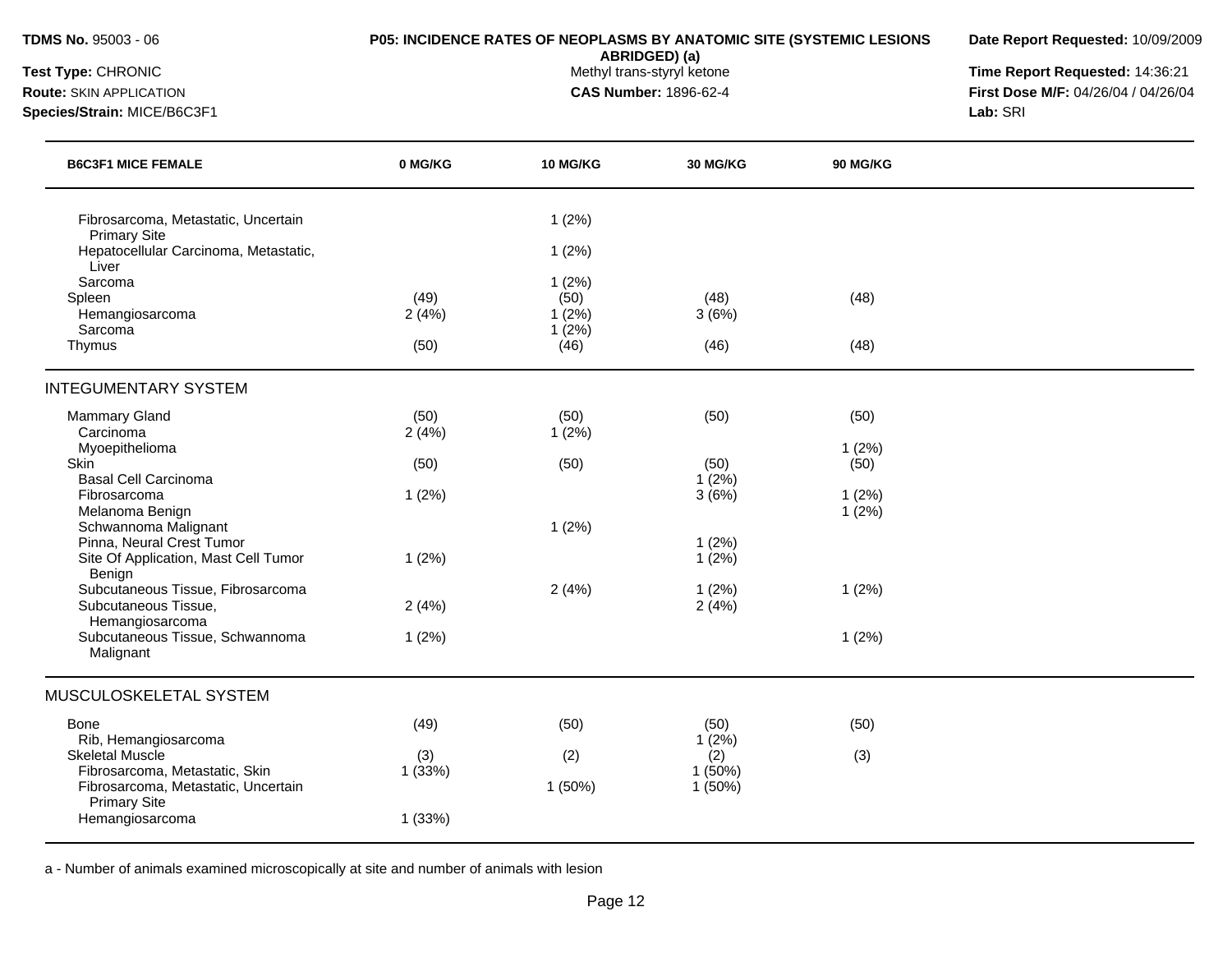**TDMS No.** 95003 - 06

**P05: INCIDENCE RATES OF NEOPLASMS BY ANATOMIC SITE (SYSTEMIC LESIONS ABRIDGED) (a)**
Methyl trans-styryl ketone
**CAS Number:** 1896-62-4

**Date Report Requested:** 10/09/2009
**Time Report Requested:** 14:36:21
**First Dose M/F:** 04/26/04 / 04/26/04
**Lab:** SRI

**Test Type:** CHRONIC
**Route:** SKIN APPLICATION
**Species/Strain:** MICE/B6C3F1

| B6C3F1 MICE FEMALE | 0 MG/KG | 10 MG/KG | 30 MG/KG | 90 MG/KG |
|---|---|---|---|---|
| Fibrosarcoma, Metastatic, Uncertain Primary Site | | 1 (2%) | | |
| Hepatocellular Carcinoma, Metastatic, Liver | | 1 (2%) | | |
| Sarcoma | | 1 (2%) | | |
| Spleen | (49) | (50) | (48) | (48) |
| Hemangiosarcoma | 2 (4%) | 1 (2%) | 3 (6%) | |
| Sarcoma | | 1 (2%) | | |
| Thymus | (50) | (46) | (46) | (48) |
| **INTEGUMENTARY SYSTEM** | | | | |
| Mammary Gland | (50) | (50) | (50) | (50) |
| Carcinoma | 2 (4%) | 1 (2%) | | |
| Myoepithelioma | | | | 1 (2%) |
| Skin | (50) | (50) | (50) | (50) |
| Basal Cell Carcinoma | | | 1 (2%) | |
| Fibrosarcoma | 1 (2%) | | 3 (6%) | 1 (2%) |
| Melanoma Benign | | | | 1 (2%) |
| Schwannoma Malignant | | 1 (2%) | | |
| Pinna, Neural Crest Tumor | | | 1 (2%) | |
| Site Of Application, Mast Cell Tumor Benign | 1 (2%) | | 1 (2%) | |
| Subcutaneous Tissue, Fibrosarcoma | | 2 (4%) | 1 (2%) | 1 (2%) |
| Subcutaneous Tissue, Hemangiosarcoma | 2 (4%) | | 2 (4%) | |
| Subcutaneous Tissue, Schwannoma Malignant | 1 (2%) | | | 1 (2%) |
| **MUSCULOSKELETAL SYSTEM** | | | | |
| Bone | (49) | (50) | (50) | (50) |
| Rib, Hemangiosarcoma | | | 1 (2%) | |
| Skeletal Muscle | (3) | (2) | (2) | (3) |
| Fibrosarcoma, Metastatic, Skin | 1 (33%) | | 1 (50%) | |
| Fibrosarcoma, Metastatic, Uncertain Primary Site | | 1 (50%) | 1 (50%) | |
| Hemangiosarcoma | 1 (33%) | | | |

a - Number of animals examined microscopically at site and number of animals with lesion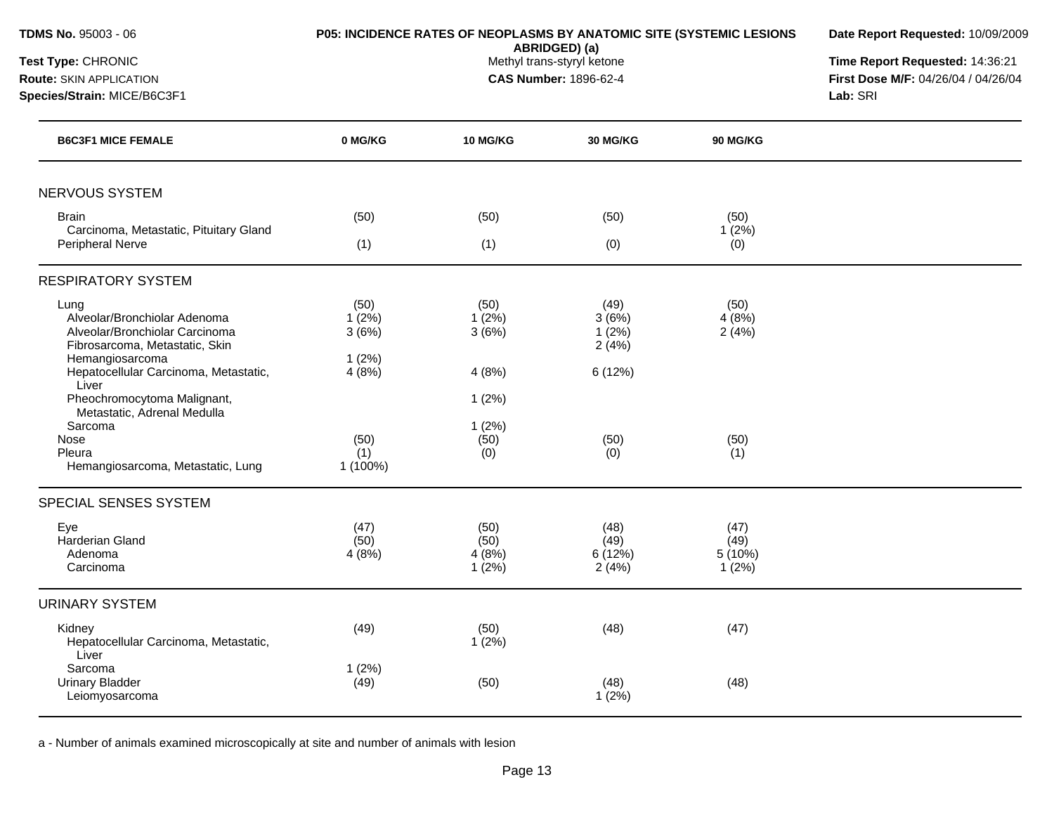**TDMS No.** 95003 - 06

**Test Type:** CHRONIC

**Route:** SKIN APPLICATION

**Species/Strain:** MICE/B6C3F1

**P05: INCIDENCE RATES OF NEOPLASMS BY ANATOMIC SITE (SYSTEMIC LESIONS ABRIDGED) (a)**

Methyl trans-styryl ketone

**CAS Number:** 1896-62-4

**Date Report Requested:** 10/09/2009

**Time Report Requested:** 14:36:21

**First Dose M/F:** 04/26/04 / 04/26/04

**Lab:** SRI

| B6C3F1 MICE FEMALE | 0 MG/KG | 10 MG/KG | 30 MG/KG | 90 MG/KG |
|---|---|---|---|---|
| **NERVOUS SYSTEM** | | | | |
| Brain | (50) | (50) | (50) | (50) |
| Carcinoma, Metastatic, Pituitary Gland | | | | 1 (2%) |
| Peripheral Nerve | (1) | (1) | (0) | (0) |
| **RESPIRATORY SYSTEM** | | | | |
| Lung | (50) | (50) | (49) | (50) |
| Alveolar/Bronchiolar Adenoma | 1 (2%) | 1 (2%) | 3 (6%) | 4 (8%) |
| Alveolar/Bronchiolar Carcinoma | 3 (6%) | 3 (6%) | 1 (2%) | 2 (4%) |
| Fibrosarcoma, Metastatic, Skin | | | 2 (4%) | |
| Hemangiosarcoma | 1 (2%) | | | |
| Hepatocellular Carcinoma, Metastatic, Liver | 4 (8%) | 4 (8%) | 6 (12%) | |
| Pheochromocytoma Malignant, Metastatic, Adrenal Medulla | | 1 (2%) | | |
| Sarcoma | | 1 (2%) | | |
| Nose | (50) | (50) | (50) | (50) |
| Pleura | (1) | (0) | (0) | (1) |
| Hemangiosarcoma, Metastatic, Lung | 1 (100%) | | | |
| **SPECIAL SENSES SYSTEM** | | | | |
| Eye | (47) | (50) | (48) | (47) |
| Harderian Gland | (50) | (50) | (49) | (49) |
| Adenoma | 4 (8%) | 4 (8%) | 6 (12%) | 5 (10%) |
| Carcinoma | | 1 (2%) | 2 (4%) | 1 (2%) |
| **URINARY SYSTEM** | | | | |
| Kidney | (49) | (50) | (48) | (47) |
| Hepatocellular Carcinoma, Metastatic, Liver | | 1 (2%) | | |
| Sarcoma | 1 (2%) | | | |
| Urinary Bladder | (49) | (50) | (48) | (48) |
| Leiomyosarcoma | | | 1 (2%) | |

a - Number of animals examined microscopically at site and number of animals with lesion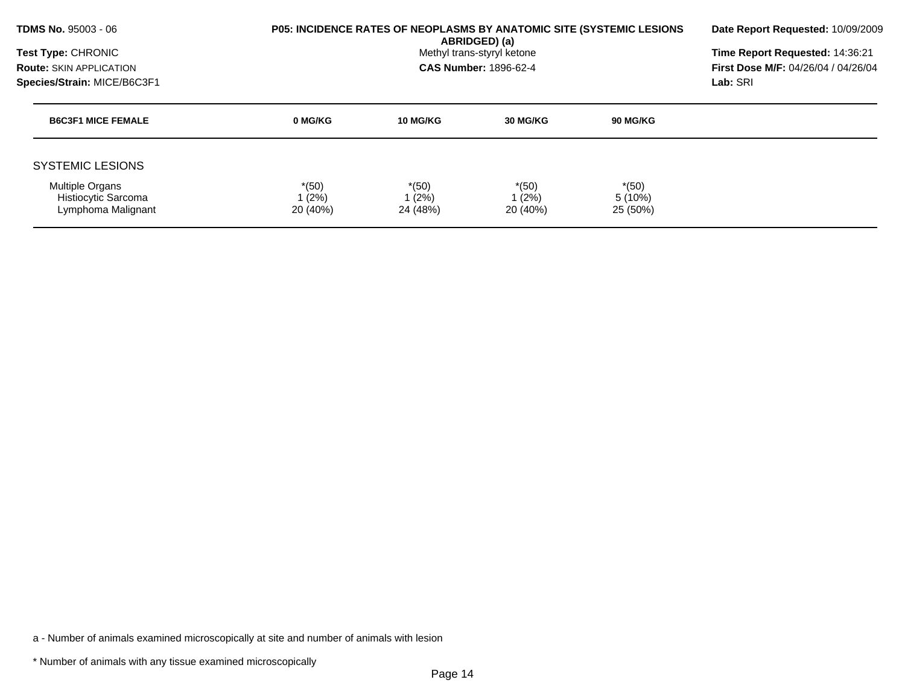**TDMS No.** 95003 - 06
**Test Type:** CHRONIC
**Route:** SKIN APPLICATION
**Species/Strain:** MICE/B6C3F1

**P05: INCIDENCE RATES OF NEOPLASMS BY ANATOMIC SITE (SYSTEMIC LESIONS ABRIDGED) (a)**
Methyl trans-styryl ketone
**CAS Number:** 1896-62-4

**Date Report Requested:** 10/09/2009
**Time Report Requested:** 14:36:21
**First Dose M/F:** 04/26/04 / 04/26/04
**Lab:** SRI

| B6C3F1 MICE FEMALE | 0 MG/KG | 10 MG/KG | 30 MG/KG | 90 MG/KG |
|---|---|---|---|---|
| SYSTEMIC LESIONS | | | | |
| Multiple Organs | *(50) | *(50) | *(50) | *(50) |
| Histiocytic Sarcoma | 1 (2%) | 1 (2%) | 1 (2%) | 5 (10%) |
| Lymphoma Malignant | 20 (40%) | 24 (48%) | 20 (40%) | 25 (50%) |

a - Number of animals examined microscopically at site and number of animals with lesion

* Number of animals with any tissue examined microscopically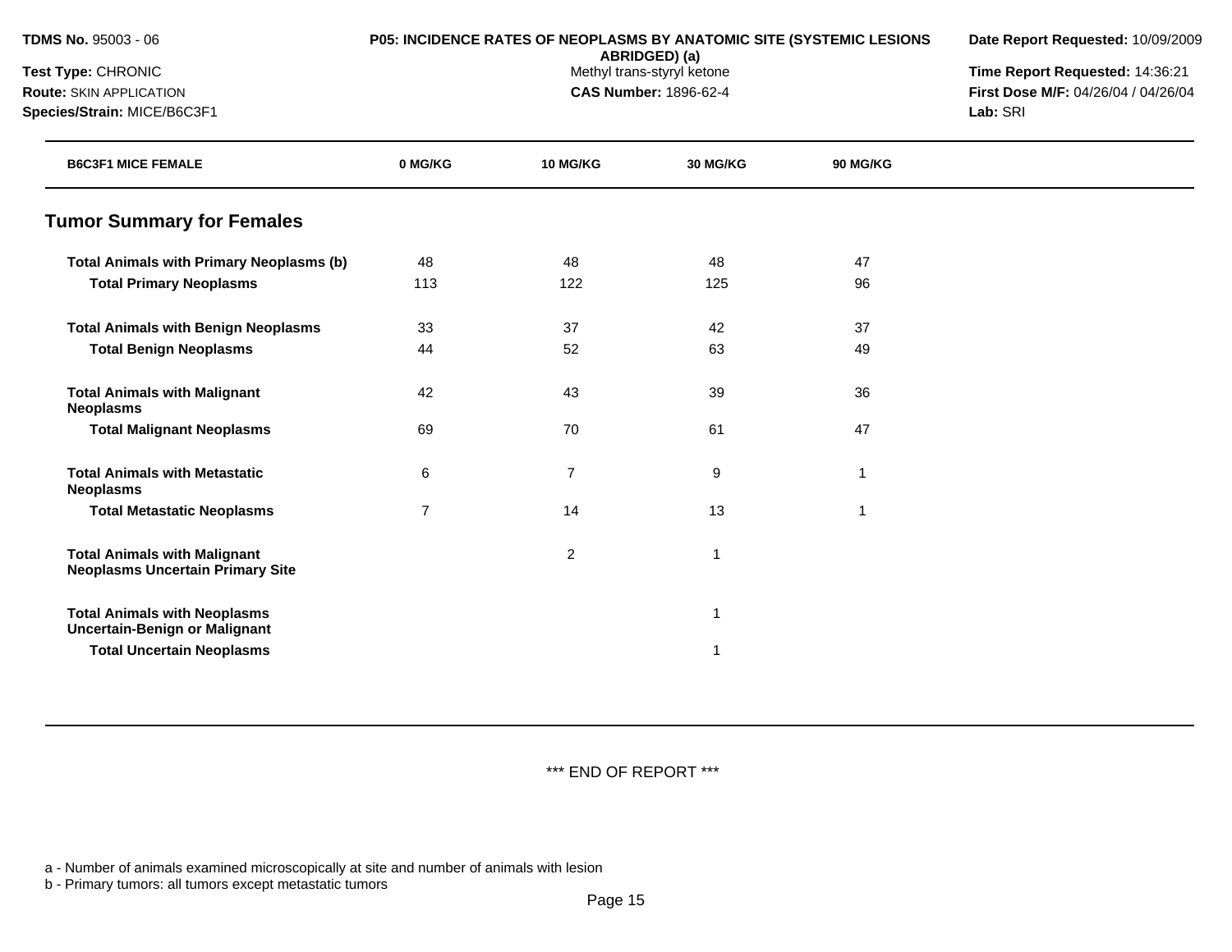**TDMS No.** 95003 - 06
**Test Type:** CHRONIC
**Route:** SKIN APPLICATION
**Species/Strain:** MICE/B6C3F1

**P05: INCIDENCE RATES OF NEOPLASMS BY ANATOMIC SITE (SYSTEMIC LESIONS ABRIDGED) (a)**
Methyl trans-styryl ketone
**CAS Number:** 1896-62-4

**Date Report Requested:** 10/09/2009
**Time Report Requested:** 14:36:21
**First Dose M/F:** 04/26/04 / 04/26/04
**Lab:** SRI

| B6C3F1 MICE FEMALE | 0 MG/KG | 10 MG/KG | 30 MG/KG | 90 MG/KG |
|---|---|---|---|---|

## Tumor Summary for Females

| | 0 MG/KG | 10 MG/KG | 30 MG/KG | 90 MG/KG |
|---|---|---|---|---|
| **Total Animals with Primary Neoplasms (b)** | 48 | 48 | 48 | 47 |
| **Total Primary Neoplasms** | 113 | 122 | 125 | 96 |
| **Total Animals with Benign Neoplasms** | 33 | 37 | 42 | 37 |
| **Total Benign Neoplasms** | 44 | 52 | 63 | 49 |
| **Total Animals with Malignant Neoplasms** | 42 | 43 | 39 | 36 |
| **Total Malignant Neoplasms** | 69 | 70 | 61 | 47 |
| **Total Animals with Metastatic Neoplasms** | 6 | 7 | 9 | 1 |
| **Total Metastatic Neoplasms** | 7 | 14 | 13 | 1 |
| **Total Animals with Malignant Neoplasms Uncertain Primary Site** | | 2 | 1 | |
| **Total Animals with Neoplasms Uncertain-Benign or Malignant** | | | 1 | |
| **Total Uncertain Neoplasms** | | | 1 | |

*** END OF REPORT ***

a - Number of animals examined microscopically at site and number of animals with lesion
b - Primary tumors: all tumors except metastatic tumors